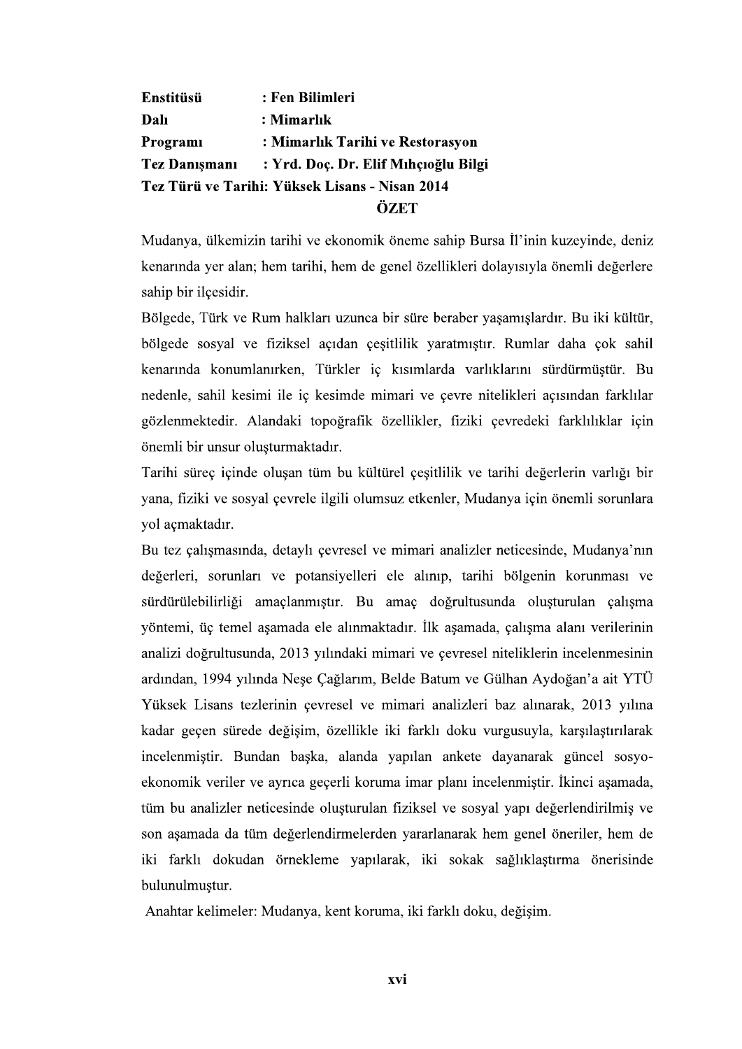**Enstitüsü** : **Fen Bilimleri**
**Dalı** : **Mimarlık**
**Programı** : **Mimarlık Tarihi ve Restorasyon**
**Tez Danışmanı** : **Yrd. Doç. Dr. Elif Mıhçıoğlu Bilgi**
**Tez Türü ve Tarihi: Yüksek Lisans - Nisan 2014**

## ÖZET

Mudanya, ülkemizin tarihi ve ekonomik öneme sahip Bursa İl'inin kuzeyinde, deniz kenarında yer alan; hem tarihi, hem de genel özellikleri dolayısıyla önemli değerlere sahip bir ilçesidir.

Bölgede, Türk ve Rum halkları uzunca bir süre beraber yaşamışlardır. Bu iki kültür, bölgede sosyal ve fiziksel açıdan çeşitlilik yaratmıştır. Rumlar daha çok sahil kenarında konumlanırken, Türkler iç kısımlarda varlıklarını sürdürmüştür. Bu nedenle, sahil kesimi ile iç kesimde mimari ve çevre nitelikleri açısından farklılar gözlenmektedir. Alandaki topoğrafik özellikler, fiziki çevredeki farklılıklar için önemli bir unsur oluşturmaktadır.

Tarihi süreç içinde oluşan tüm bu kültürel çeşitlilik ve tarihi değerlerin varlığı bir yana, fiziki ve sosyal çevrele ilgili olumsuz etkenler, Mudanya için önemli sorunlara yol açmaktadır.

Bu tez çalışmasında, detaylı çevresel ve mimari analizler neticesinde, Mudanya'nın değerleri, sorunları ve potansiyelleri ele alınıp, tarihi bölgenin korunması ve sürdürülebilirliği amaçlanmıştır. Bu amaç doğrultusunda oluşturulan çalışma yöntemi, üç temel aşamada ele alınmaktadır. İlk aşamada, çalışma alanı verilerinin analizi doğrultusunda, 2013 yılındaki mimari ve çevresel niteliklerin incelenmesinin ardından, 1994 yılında Neşe Çağlarım, Belde Batum ve Gülhan Aydoğan'a ait YTÜ Yüksek Lisans tezlerinin çevresel ve mimari analizleri baz alınarak, 2013 yılına kadar geçen sürede değişim, özellikle iki farklı doku vurgusuyla, karşılaştırılarak incelenmiştir. Bundan başka, alanda yapılan ankete dayanarak güncel sosyo-ekonomik veriler ve ayrıca geçerli koruma imar planı incelenmiştir. İkinci aşamada, tüm bu analizler neticesinde oluşturulan fiziksel ve sosyal yapı değerlendirilmiş ve son aşamada da tüm değerlendirmelerden yararlanarak hem genel öneriler, hem de iki farklı dokudan örnekleme yapılarak, iki sokak sağlıklaştırma önerisinde bulunulmuştur.

Anahtar kelimeler: Mudanya, kent koruma, iki farklı doku, değişim.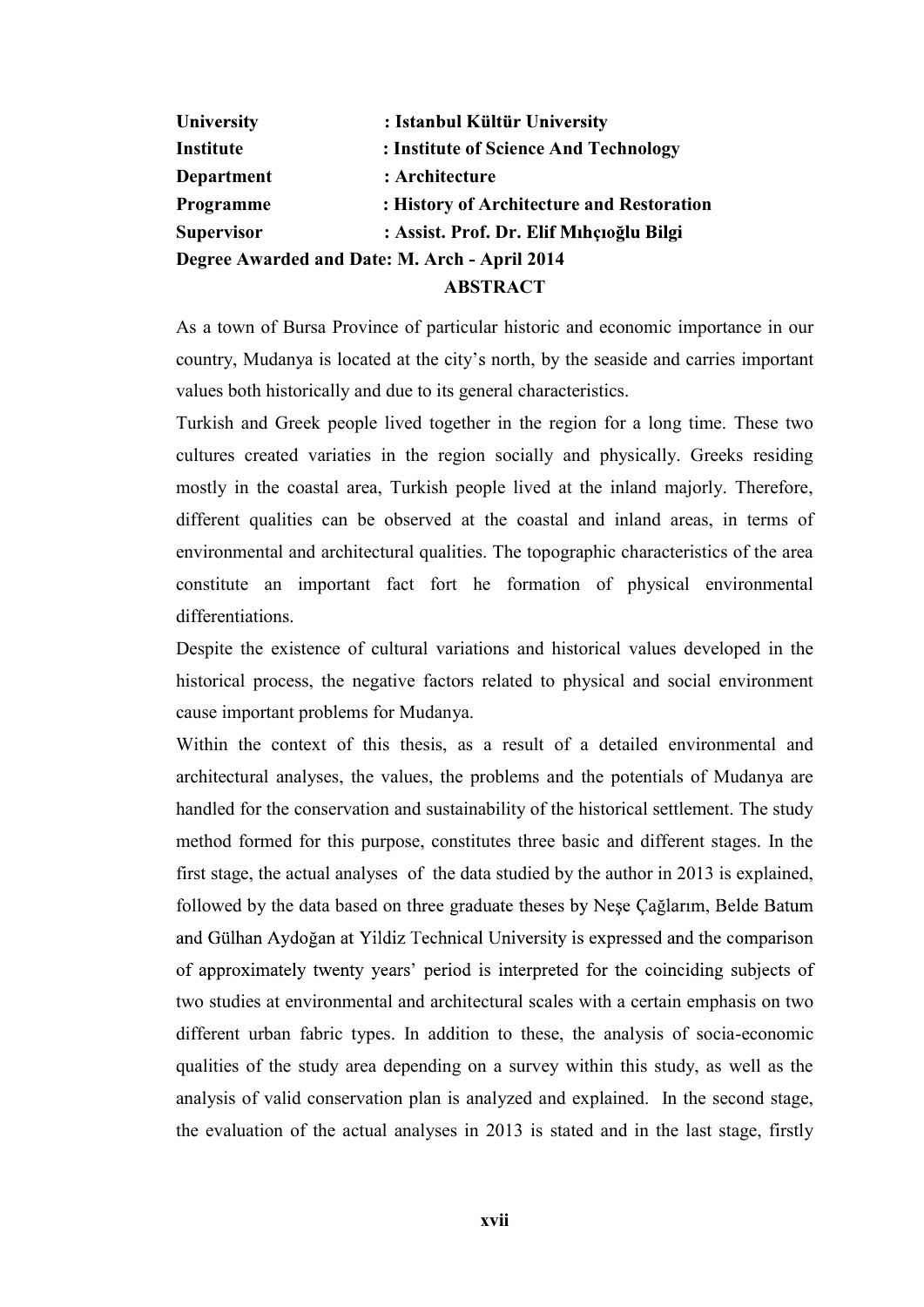**University** : **Istanbul Kültür University**
**Institute** : **Institute of Science And Technology**
**Department** : **Architecture**
**Programme** : **History of Architecture and Restoration**
**Supervisor** : **Assist. Prof. Dr. Elif Mıhçıoğlu Bilgi**
**Degree Awarded and Date: M. Arch - April 2014**

## ABSTRACT

As a town of Bursa Province of particular historic and economic importance in our country, Mudanya is located at the city's north, by the seaside and carries important values both historically and due to its general characteristics.

Turkish and Greek people lived together in the region for a long time. These two cultures created variaties in the region socially and physically. Greeks residing mostly in the coastal area, Turkish people lived at the inland majorly. Therefore, different qualities can be observed at the coastal and inland areas, in terms of environmental and architectural qualities. The topographic characteristics of the area constitute an important fact fort he formation of physical environmental differentiations.

Despite the existence of cultural variations and historical values developed in the historical process, the negative factors related to physical and social environment cause important problems for Mudanya.

Within the context of this thesis, as a result of a detailed environmental and architectural analyses, the values, the problems and the potentials of Mudanya are handled for the conservation and sustainability of the historical settlement. The study method formed for this purpose, constitutes three basic and different stages. In the first stage, the actual analyses of the data studied by the author in 2013 is explained, followed by the data based on three graduate theses by Neşe Çağlarım, Belde Batum and Gülhan Aydoğan at Yildiz Technical University is expressed and the comparison of approximately twenty years' period is interpreted for the coinciding subjects of two studies at environmental and architectural scales with a certain emphasis on two different urban fabric types. In addition to these, the analysis of socia-economic qualities of the study area depending on a survey within this study, as well as the analysis of valid conservation plan is analyzed and explained. In the second stage, the evaluation of the actual analyses in 2013 is stated and in the last stage, firstly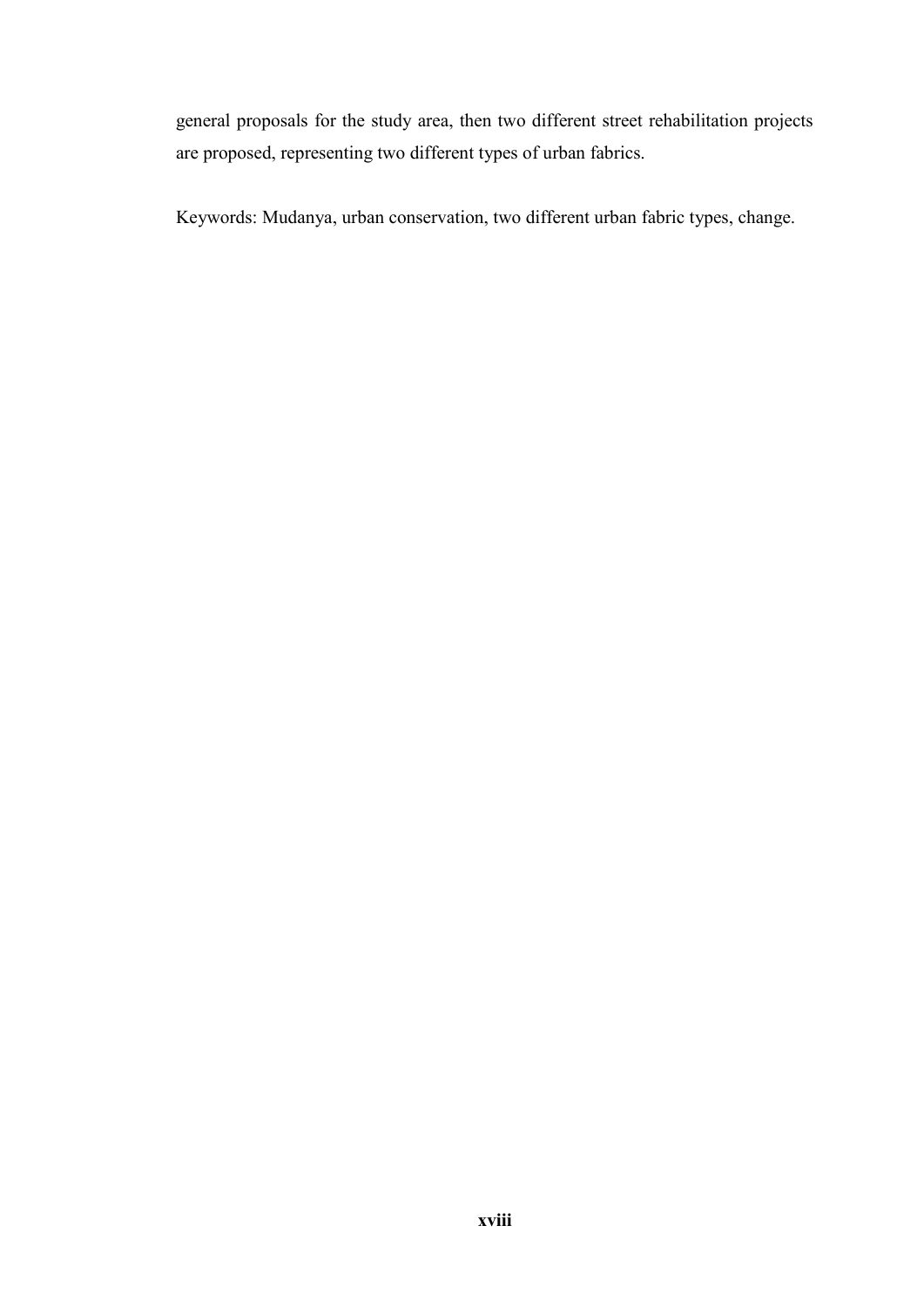general proposals for the study area, then two different street rehabilitation projects are proposed, representing two different types of urban fabrics.

Keywords: Mudanya, urban conservation, two different urban fabric types, change.